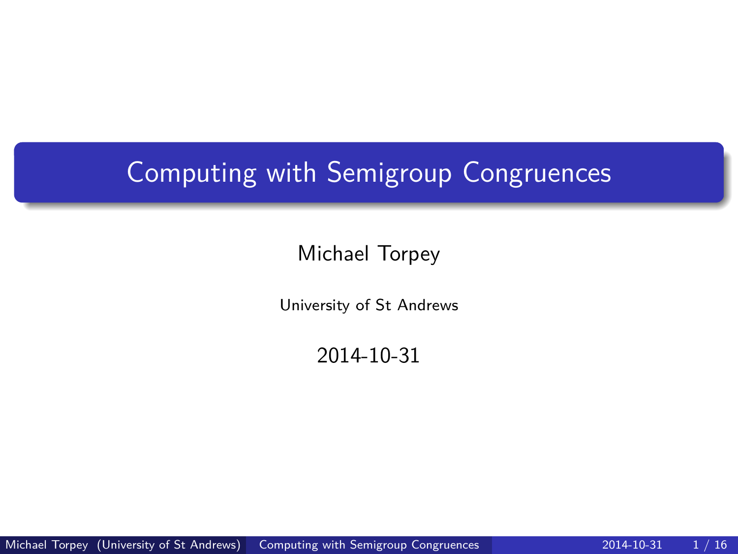# Computing with Semigroup Congruences

Michael Torpey

University of St Andrews

2014-10-31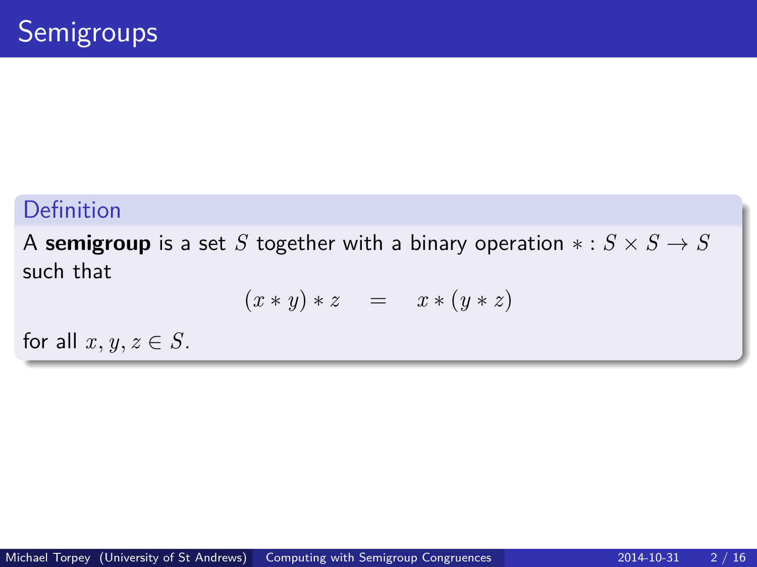# Semigroups

**Definition**

A **semigroup** is a set $S$ together with a binary operation $* : S \times S \to S$ such that

$$(x * y) * z \quad = \quad x * (y * z)$$

for all $x, y, z \in S$.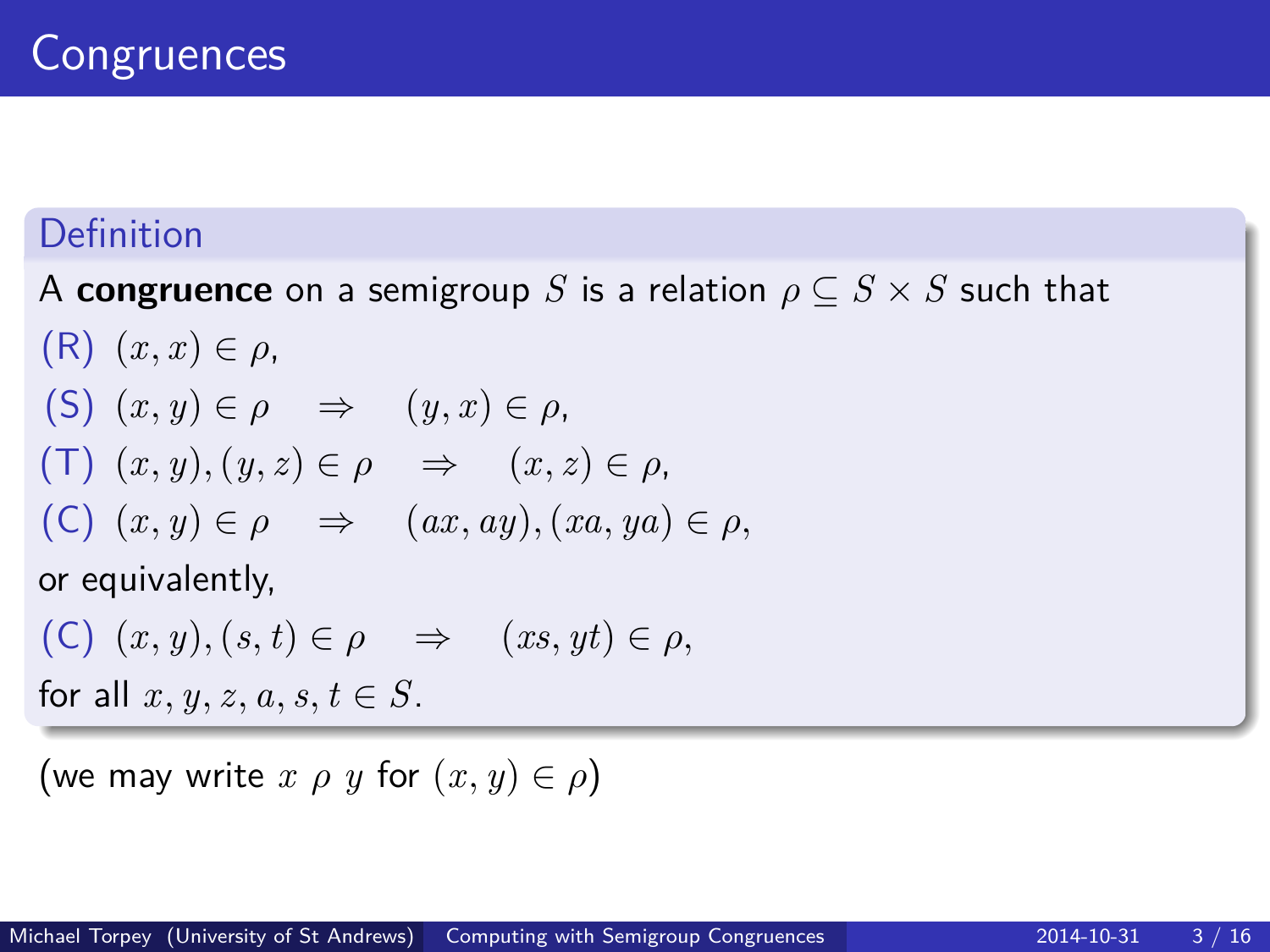# Congruences

**Definition**

A **congruence** on a semigroup $S$ is a relation $\rho \subseteq S \times S$ such that

(R) $(x, x) \in \rho$,

(S) $(x, y) \in \rho \quad \Rightarrow \quad (y, x) \in \rho$,

(T) $(x, y), (y, z) \in \rho \quad \Rightarrow \quad (x, z) \in \rho$,

(C) $(x, y) \in \rho \quad \Rightarrow \quad (ax, ay), (xa, ya) \in \rho$,

or equivalently,

(C) $(x, y), (s, t) \in \rho \quad \Rightarrow \quad (xs, yt) \in \rho$,

for all $x, y, z, a, s, t \in S$.

(we may write $x \; \rho \; y$ for $(x, y) \in \rho$)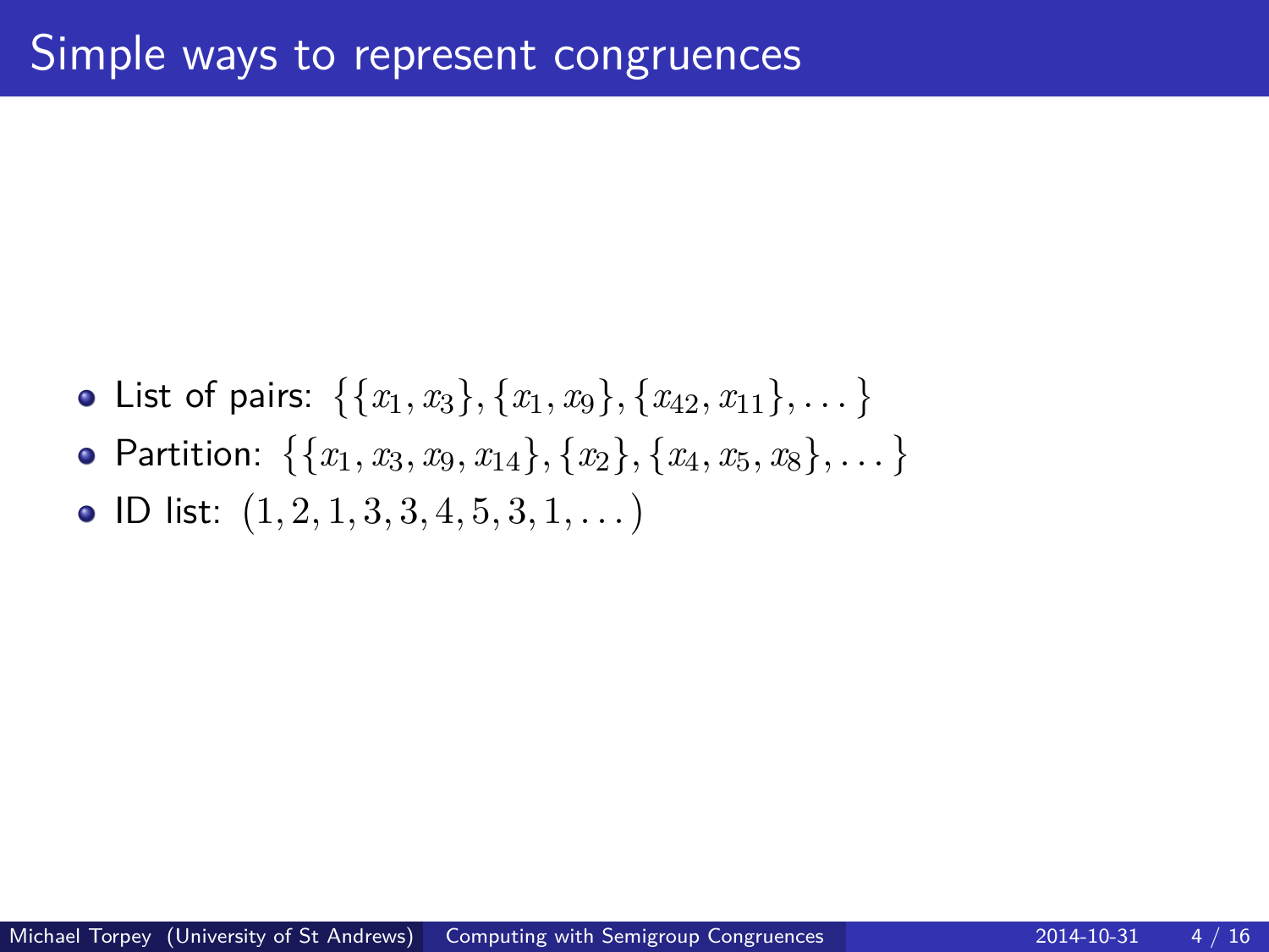# Simple ways to represent congruences

- List of pairs: $\{\{x_1, x_3\}, \{x_1, x_9\}, \{x_{42}, x_{11}\}, \dots\}$
- Partition: $\{\{x_1, x_3, x_9, x_{14}\}, \{x_2\}, \{x_4, x_5, x_8\}, \dots\}$
- ID list: $(1, 2, 1, 3, 3, 4, 5, 3, 1, \dots)$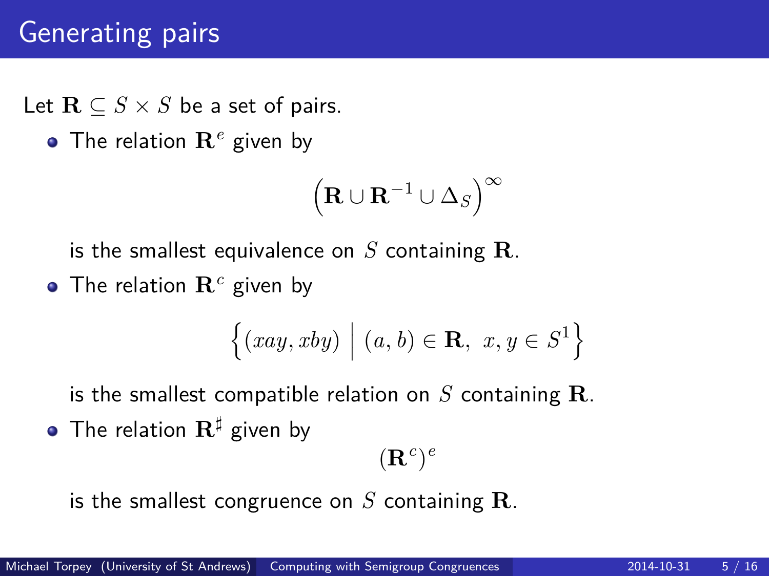# Generating pairs

Let $\mathbf{R} \subseteq S \times S$ be a set of pairs.

- The relation $\mathbf{R}^e$ given by

$$\left(\mathbf{R} \cup \mathbf{R}^{-1} \cup \Delta_S\right)^{\infty}$$

  is the smallest equivalence on $S$ containing $\mathbf{R}$.

- The relation $\mathbf{R}^c$ given by

$$\left\{(xay, xby) \;\middle|\; (a, b) \in \mathbf{R},\ x, y \in S^1\right\}$$

  is the smallest compatible relation on $S$ containing $\mathbf{R}$.

- The relation $\mathbf{R}^\sharp$ given by

$$(\mathbf{R}^c)^e$$

  is the smallest congruence on $S$ containing $\mathbf{R}$.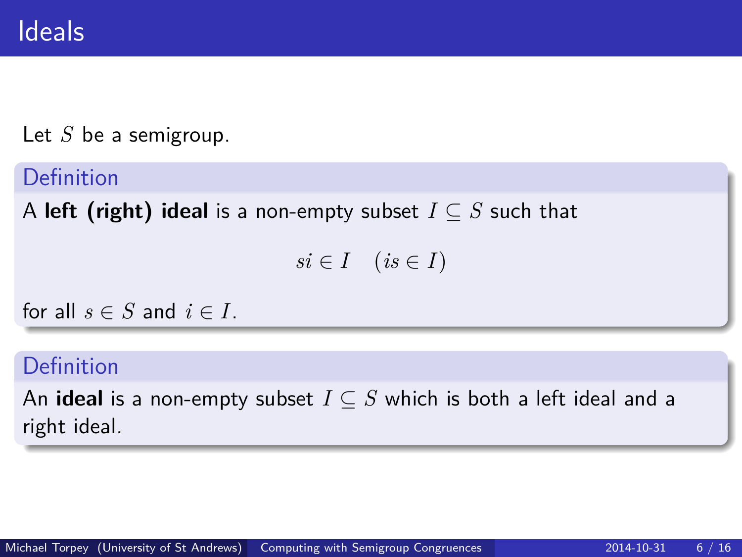# Ideals

Let $S$ be a semigroup.

**Definition**

A **left (right) ideal** is a non-empty subset $I \subseteq S$ such that

$$si \in I \quad (is \in I)$$

for all $s \in S$ and $i \in I$.

**Definition**

An **ideal** is a non-empty subset $I \subseteq S$ which is both a left ideal and a right ideal.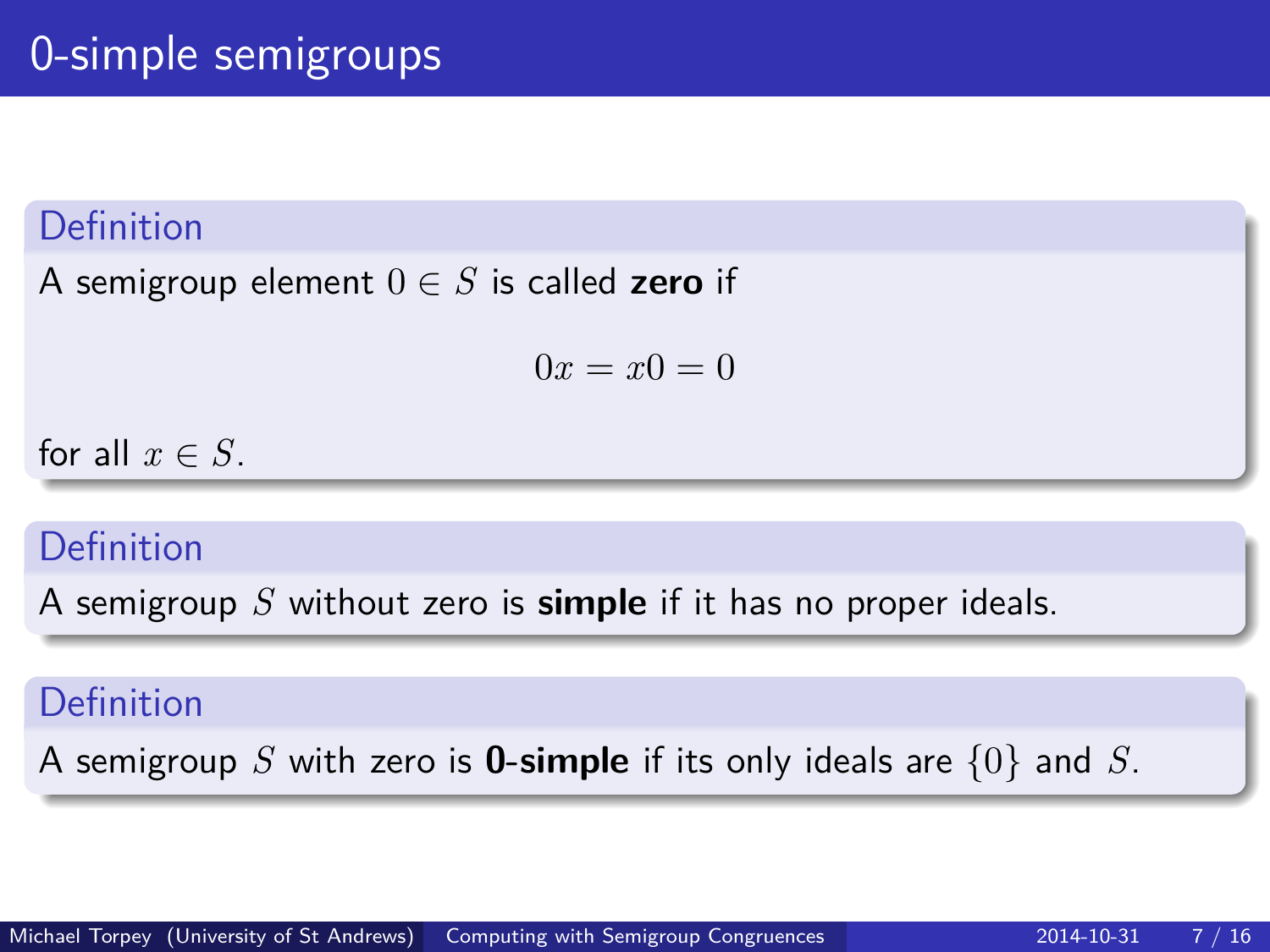# 0-simple semigroups

**Definition**

A semigroup element $0 \in S$ is called **zero** if

$$0x = x0 = 0$$

for all $x \in S$.

**Definition**

A semigroup $S$ without zero is **simple** if it has no proper ideals.

**Definition**

A semigroup $S$ with zero is **0-simple** if its only ideals are $\{0\}$ and $S$.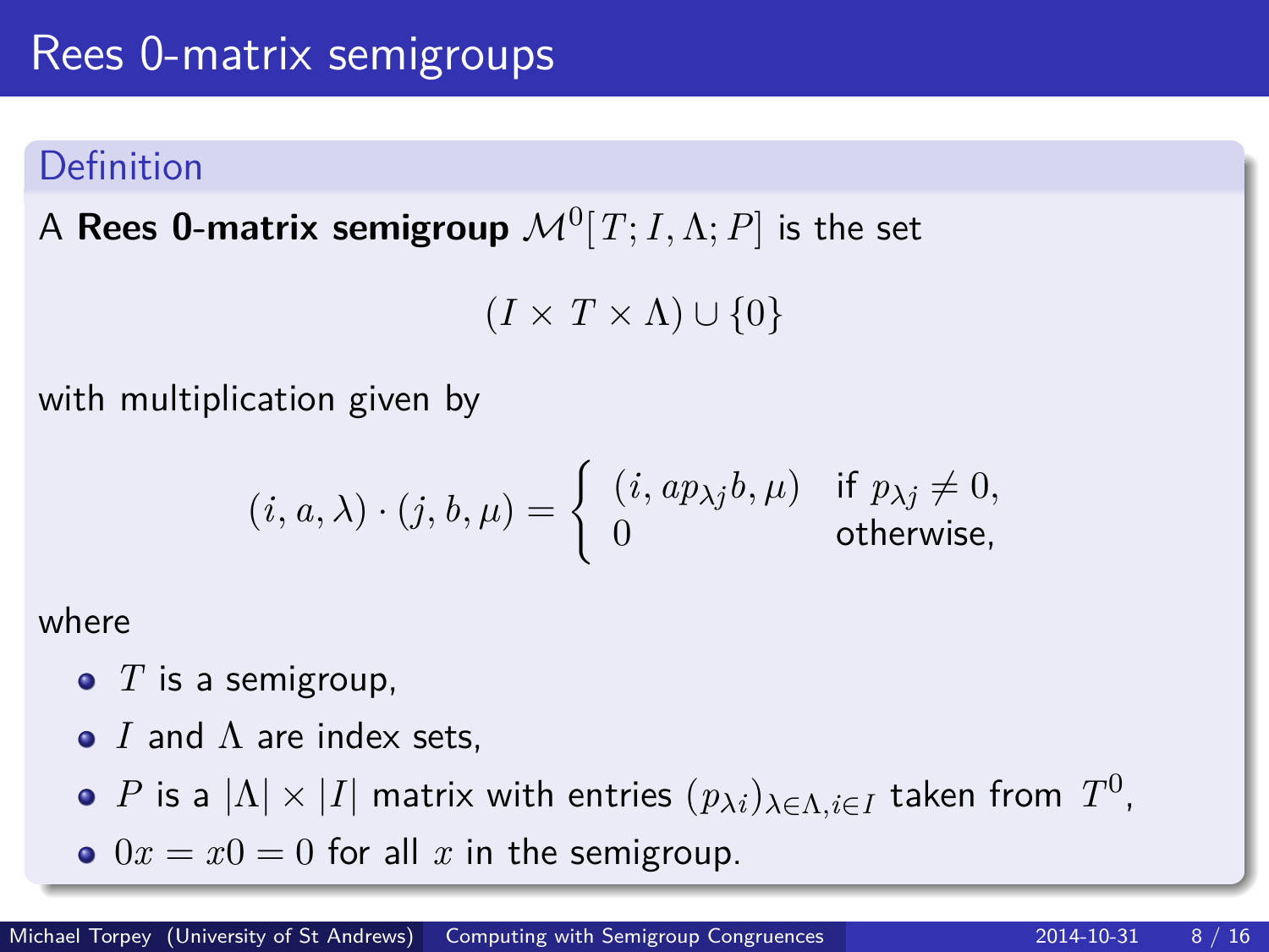# Rees 0-matrix semigroups

## Definition

A **Rees 0-matrix semigroup** $\mathcal{M}^0[T; I, \Lambda; P]$ is the set

$$(I \times T \times \Lambda) \cup \{0\}$$

with multiplication given by

$$(i, a, \lambda) \cdot (j, b, \mu) = \begin{cases} (i, ap_{\lambda j}b, \mu) & \text{if } p_{\lambda j} \neq 0, \\ 0 & \text{otherwise,} \end{cases}$$

where

- $T$ is a semigroup,
- $I$ and $\Lambda$ are index sets,
- $P$ is a $|\Lambda| \times |I|$ matrix with entries $(p_{\lambda i})_{\lambda \in \Lambda, i \in I}$ taken from $T^0$,
- $0x = x0 = 0$ for all $x$ in the semigroup.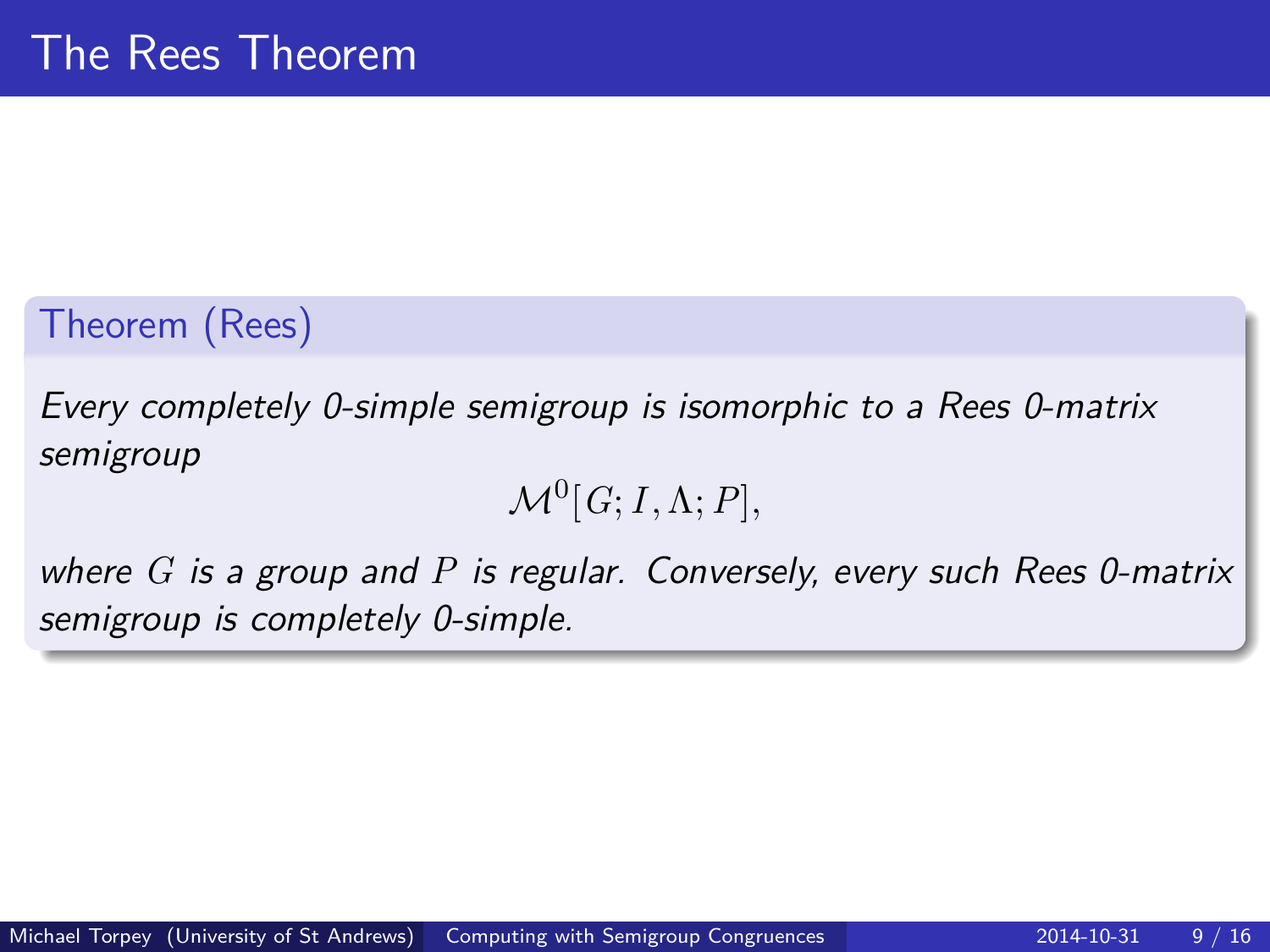# The Rees Theorem

**Theorem (Rees)**

*Every completely 0-simple semigroup is isomorphic to a Rees 0-matrix semigroup*

$$\mathcal{M}^0[G; I, \Lambda; P],$$

*where $G$ is a group and $P$ is regular. Conversely, every such Rees 0-matrix semigroup is completely 0-simple.*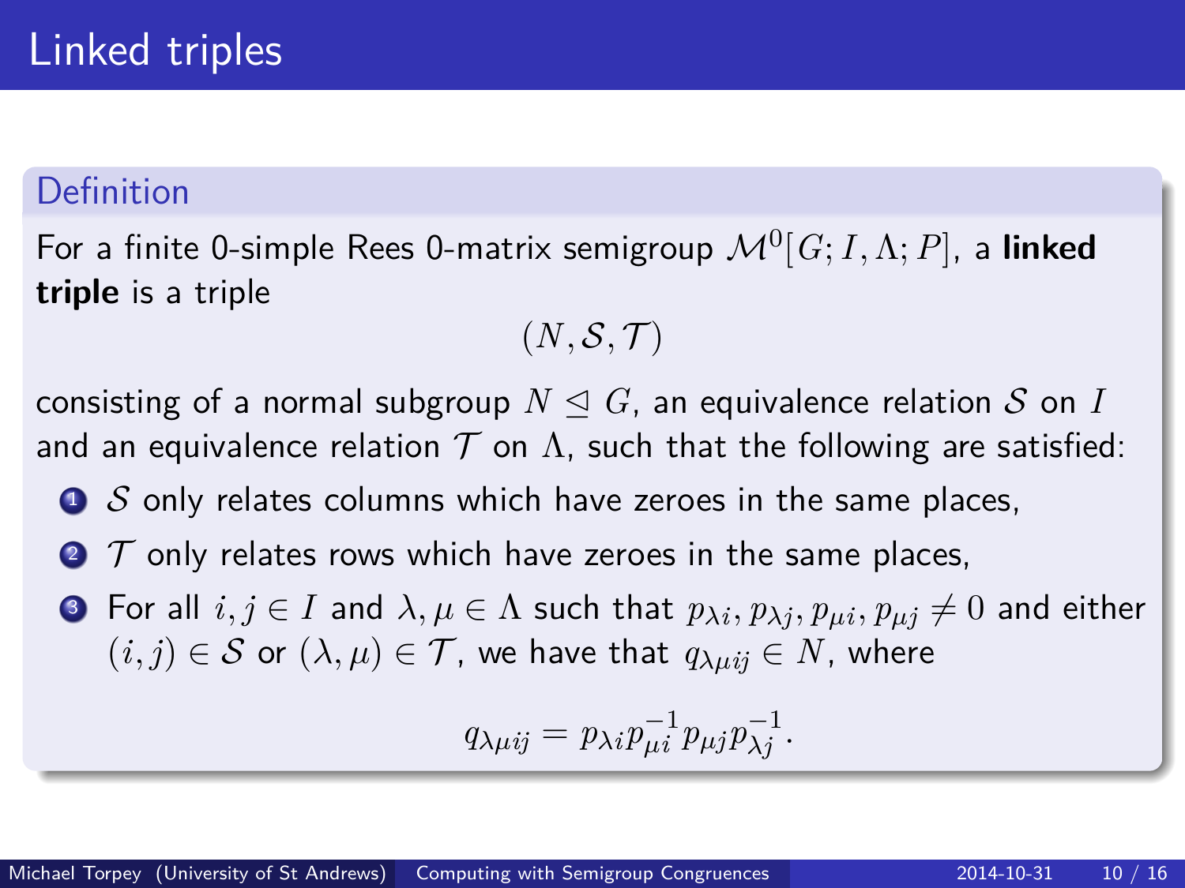# Linked triples

### Definition

For a finite 0-simple Rees 0-matrix semigroup $\mathcal{M}^0[G; I, \Lambda; P]$, a **linked triple** is a triple

$$(N, \mathcal{S}, \mathcal{T})$$

consisting of a normal subgroup $N \trianglelefteq G$, an equivalence relation $\mathcal{S}$ on $I$ and an equivalence relation $\mathcal{T}$ on $\Lambda$, such that the following are satisfied:

1. $\mathcal{S}$ only relates columns which have zeroes in the same places,
2. $\mathcal{T}$ only relates rows which have zeroes in the same places,
3. For all $i, j \in I$ and $\lambda, \mu \in \Lambda$ such that $p_{\lambda i}, p_{\lambda j}, p_{\mu i}, p_{\mu j} \neq 0$ and either $(i, j) \in \mathcal{S}$ or $(\lambda, \mu) \in \mathcal{T}$, we have that $q_{\lambda \mu i j} \in N$, where

$$q_{\lambda \mu i j} = p_{\lambda i} p_{\mu i}^{-1} p_{\mu j} p_{\lambda j}^{-1}.$$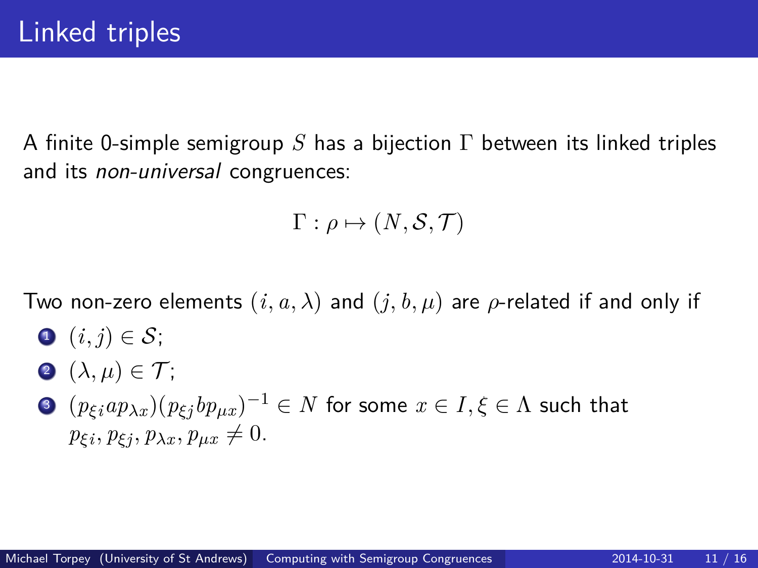# Linked triples

A finite 0-simple semigroup $S$ has a bijection $\Gamma$ between its linked triples and its *non-universal* congruences:

$$\Gamma : \rho \mapsto (N, \mathcal{S}, \mathcal{T})$$

Two non-zero elements $(i, a, \lambda)$ and $(j, b, \mu)$ are $\rho$-related if and only if

1. $(i, j) \in \mathcal{S}$;
2. $(\lambda, \mu) \in \mathcal{T}$;
3. $(p_{\xi i} a p_{\lambda x})(p_{\xi j} b p_{\mu x})^{-1} \in N$ for some $x \in I, \xi \in \Lambda$ such that $p_{\xi i}, p_{\xi j}, p_{\lambda x}, p_{\mu x} \neq 0$.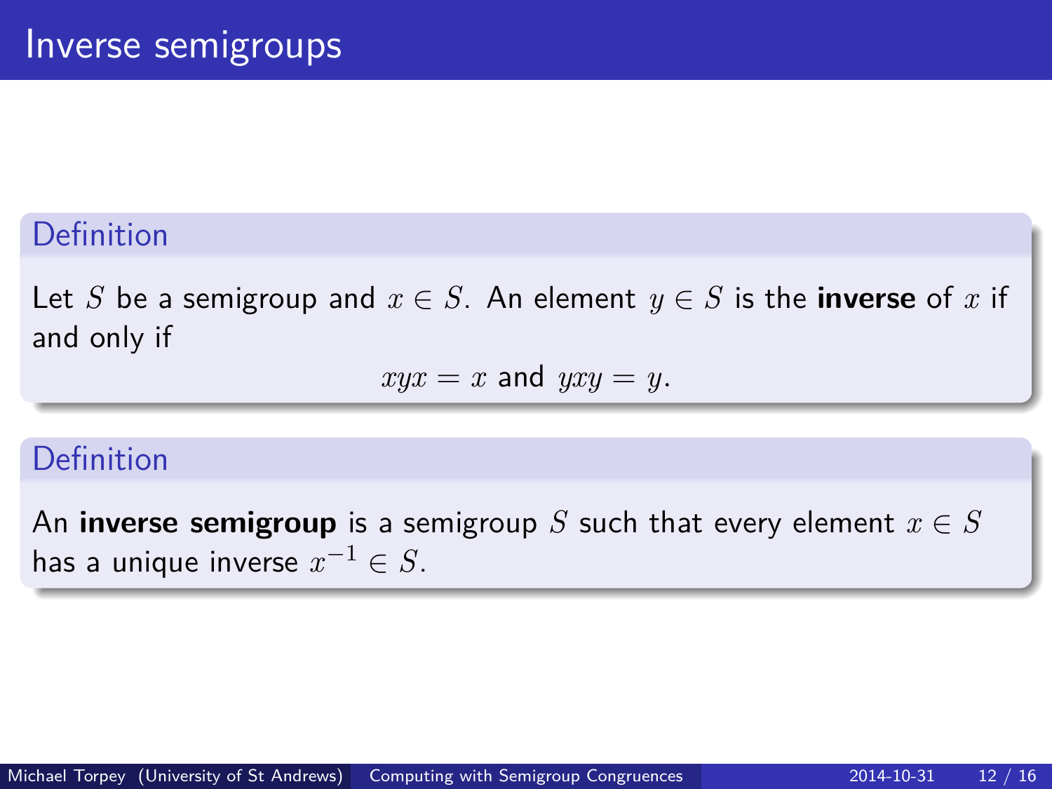# Inverse semigroups

**Definition**

Let $S$ be a semigroup and $x \in S$. An element $y \in S$ is the **inverse** of $x$ if and only if

$$xyx = x \text{ and } yxy = y.$$

**Definition**

An **inverse semigroup** is a semigroup $S$ such that every element $x \in S$ has a unique inverse $x^{-1} \in S$.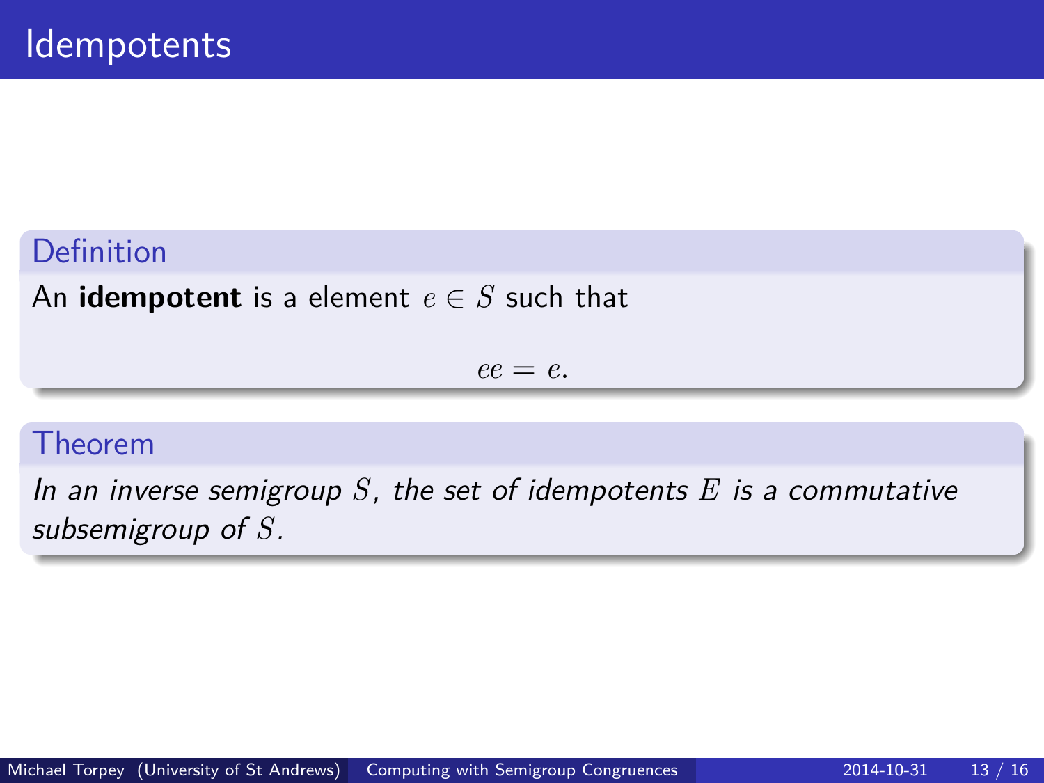# Idempotents

**Definition**

An **idempotent** is a element $e \in S$ such that

$$ee = e.$$

**Theorem**

*In an inverse semigroup $S$, the set of idempotents $E$ is a commutative subsemigroup of $S$.*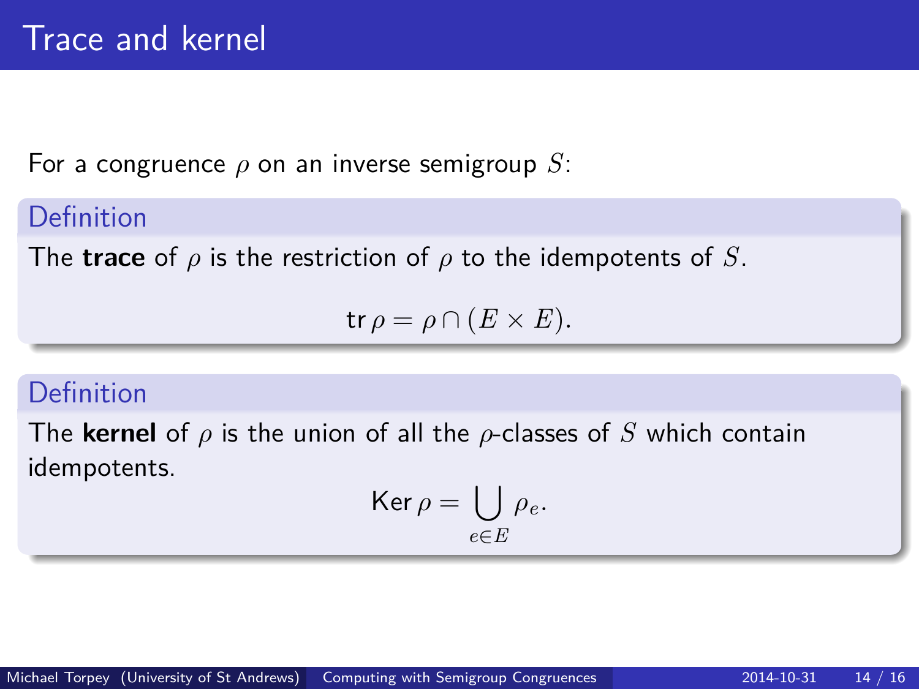# Trace and kernel

For a congruence $\rho$ on an inverse semigroup $S$:

**Definition**

The **trace** of $\rho$ is the restriction of $\rho$ to the idempotents of $S$.

$$\operatorname{tr} \rho = \rho \cap (E \times E).$$

**Definition**

The **kernel** of $\rho$ is the union of all the $\rho$-classes of $S$ which contain idempotents.

$$\operatorname{Ker} \rho = \bigcup_{e \in E} \rho_e.$$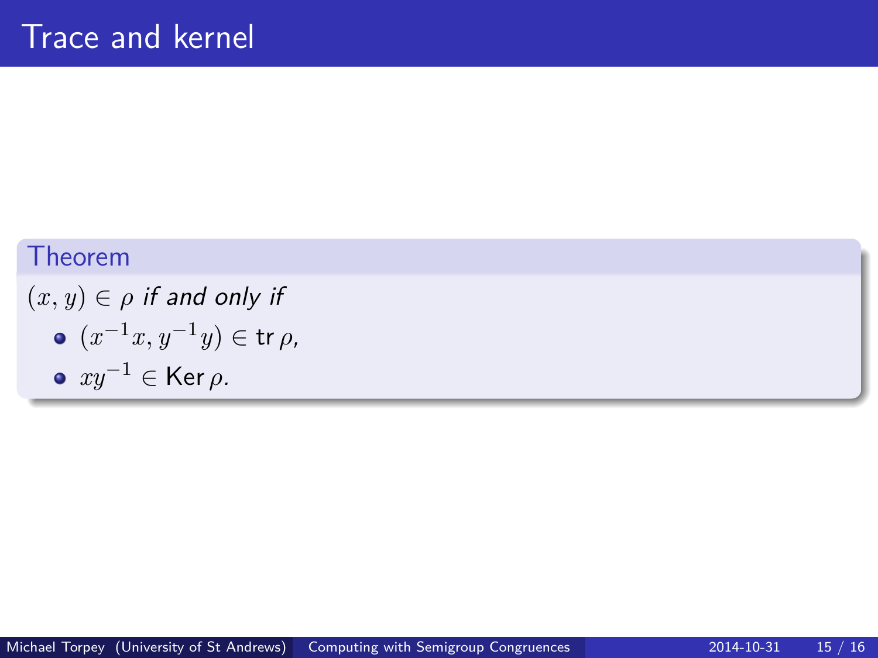# Trace and kernel

**Theorem**

*$(x, y) \in \rho$ if and only if*

- $(x^{-1}x, y^{-1}y) \in \operatorname{tr} \rho$,
- $xy^{-1} \in \operatorname{Ker} \rho$.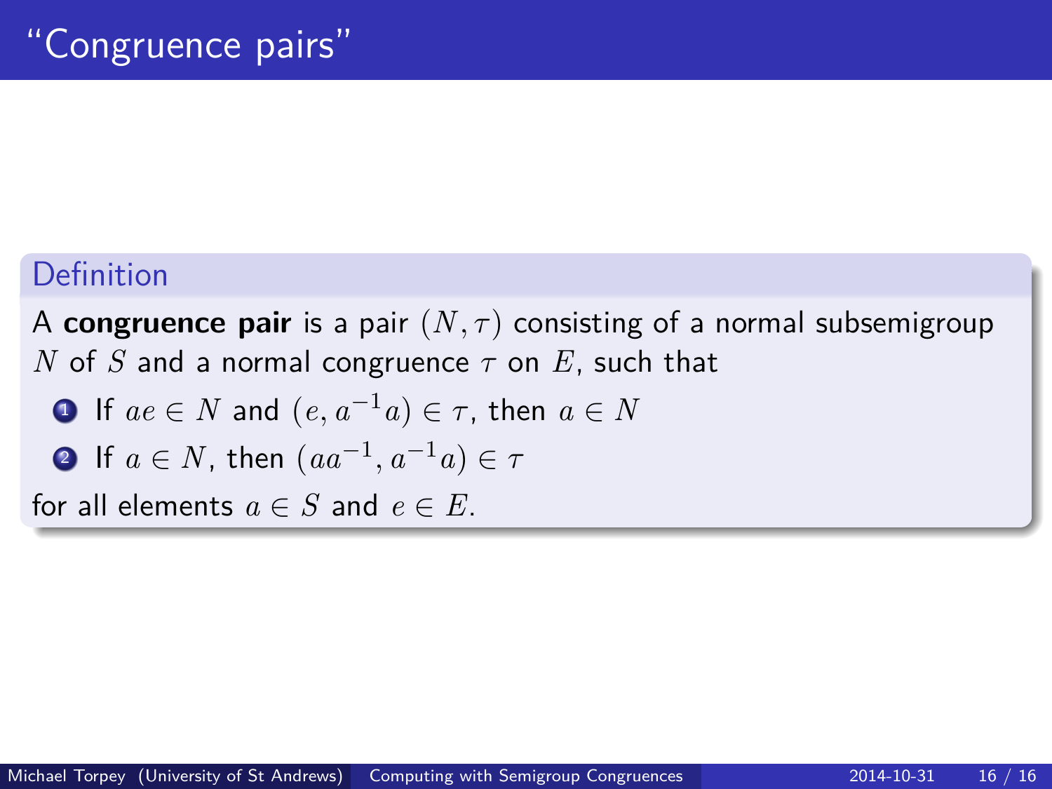# "Congruence pairs"

**Definition**

A **congruence pair** is a pair $(N, \tau)$ consisting of a normal subsemigroup $N$ of $S$ and a normal congruence $\tau$ on $E$, such that

1. If $ae \in N$ and $(e, a^{-1}a) \in \tau$, then $a \in N$
2. If $a \in N$, then $(aa^{-1}, a^{-1}a) \in \tau$

for all elements $a \in S$ and $e \in E$.